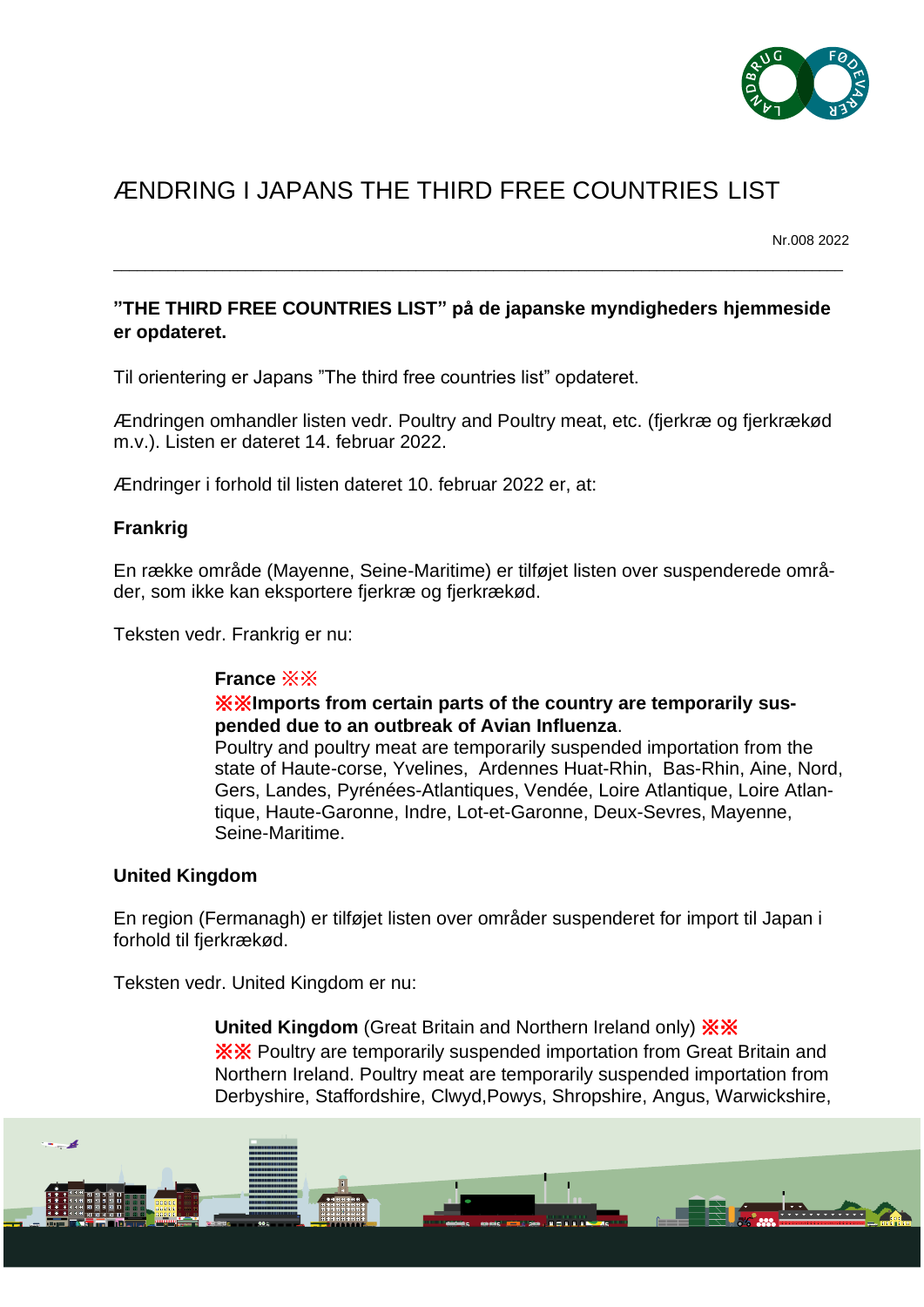# ÆNDRING I JAPANS THE THIRD FREE COUNTRIES LIST

Nr.008 2022

**"THE THIRD FREE COUNTRIES LIST" på de japanske myndigheders hjemmeside er opdateret.**

Til orientering er Japans "The third free countries list" opdateret.

Ændringen omhandler listen vedr. Poultry and Poultry meat, etc. (fjerkræ og fjerkrækød m.v.). Listen er dateret 14. februar 2022.

Ændringer i forhold til listen dateret 10. februar 2022 er, at:

**Frankrig**

En række område (Mayenne, Seine-Maritime) er tilføjet listen over suspenderede områder, som ikke kan eksportere fjerkræ og fjerkrækød.

Teksten vedr. Frankrig er nu:

> **France** ※※
> **※※Imports from certain parts of the country are temporarily suspended due to an outbreak of Avian Influenza**.
> Poultry and poultry meat are temporarily suspended importation from the state of Haute-corse, Yvelines, Ardennes Huat-Rhin, Bas-Rhin, Aine, Nord, Gers, Landes, Pyrénées-Atlantiques, Vendée, Loire Atlantique, Loire Atlantique, Haute-Garonne, Indre, Lot-et-Garonne, Deux-Sevres, Mayenne, Seine-Maritime.

**United Kingdom**

En region (Fermanagh) er tilføjet listen over områder suspenderet for import til Japan i forhold til fjerkrækød.

Teksten vedr. United Kingdom er nu:

> **United Kingdom** (Great Britain and Northern Ireland only) ※※
> ※※ Poultry are temporarily suspended importation from Great Britain and Northern Ireland. Poultry meat are temporarily suspended importation from Derbyshire, Staffordshire, Clwyd,Powys, Shropshire, Angus, Warwickshire,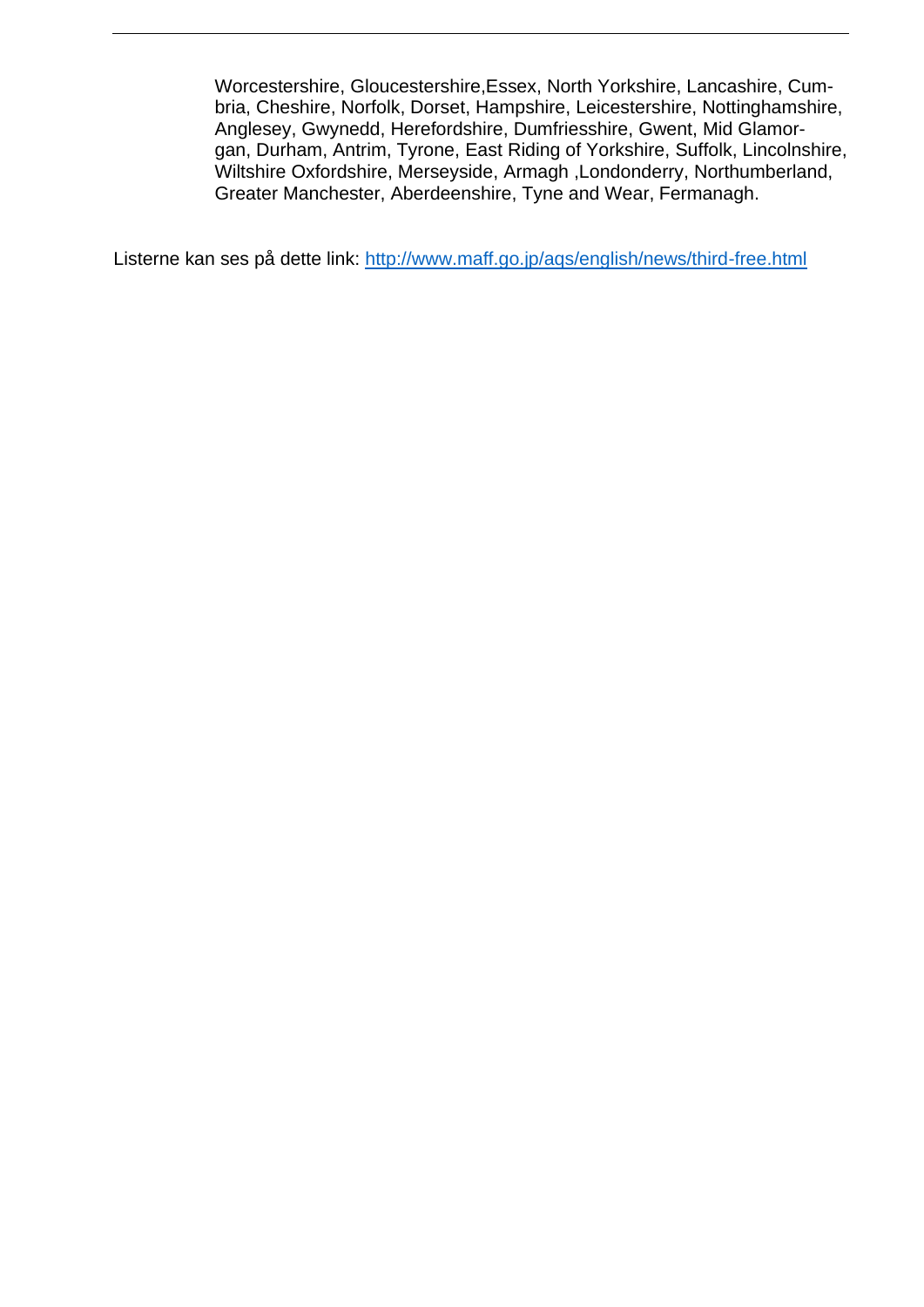Worcestershire, Gloucestershire,Essex, North Yorkshire, Lancashire, Cumbria, Cheshire, Norfolk, Dorset, Hampshire, Leicestershire, Nottinghamshire, Anglesey, Gwynedd, Herefordshire, Dumfriesshire, Gwent, Mid Glamorgan, Durham, Antrim, Tyrone, East Riding of Yorkshire, Suffolk, Lincolnshire, Wiltshire Oxfordshire, Merseyside, Armagh ,Londonderry, Northumberland, Greater Manchester, Aberdeenshire, Tyne and Wear, Fermanagh.

Listerne kan ses på dette link: [http://www.maff.go.jp/aqs/english/news/third-free.html](http://www.maff.go.jp/aqs/english/news/third-free.html)